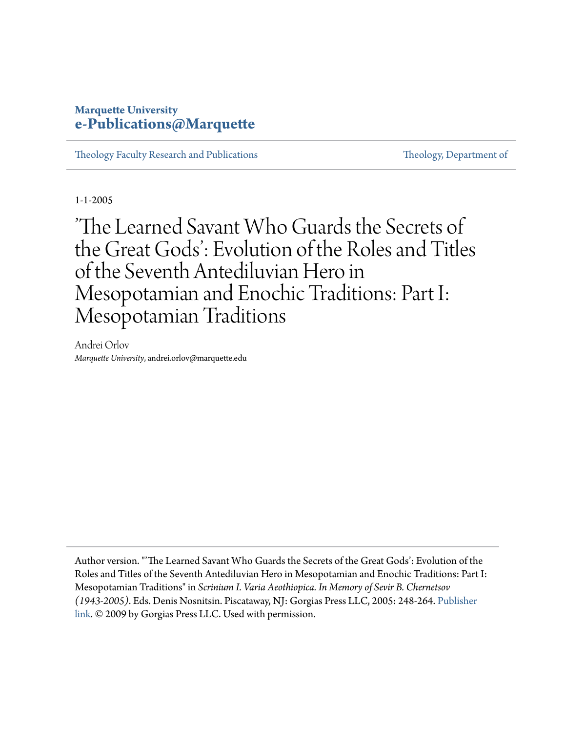Marquette University
**e-Publications@Marquette**

Theology Faculty Research and Publications | Theology, Department of

1-1-2005

# 'The Learned Savant Who Guards the Secrets of the Great Gods': Evolution of the Roles and Titles of the Seventh Antediluvian Hero in Mesopotamian and Enochic Traditions: Part I: Mesopotamian Traditions

Andrei Orlov
*Marquette University*, andrei.orlov@marquette.edu

---

Author version. "'The Learned Savant Who Guards the Secrets of the Great Gods': Evolution of the Roles and Titles of the Seventh Antediluvian Hero in Mesopotamian and Enochic Traditions: Part I: Mesopotamian Traditions" in *Scrinium I. Varia Aeothiopica. In Memory of Sevir B. Chernetsov (1943-2005)*. Eds. Denis Nosnitsin. Piscataway, NJ: Gorgias Press LLC, 2005: 248-264. Publisher link. © 2009 by Gorgias Press LLC. Used with permission.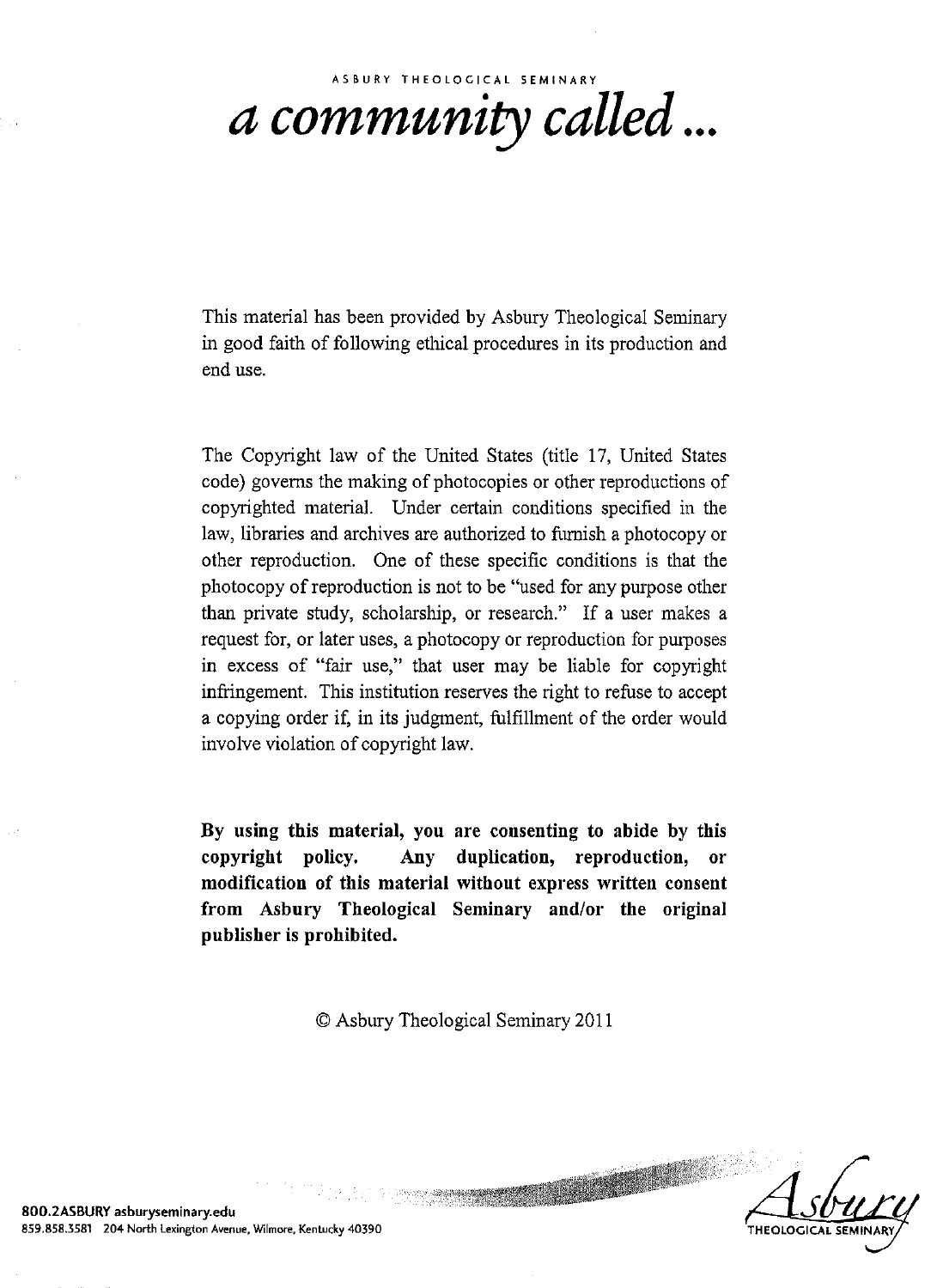ASBURY THEOLOGICAL SEMINARY

# *a community called...*

This material has been provided by Asbury Theological Seminary in good faith of following ethical procedures in its production and end use.

The Copyright law of the United States (title 17, United States code) governs the making of photocopies or other reproductions of copyrighted material. Under certain conditions specified in the law, libraries and archives are authorized to furnish a photocopy or other reproduction. One of these specific conditions is that the photocopy of reproduction is not to be "used for any purpose other than private study, scholarship, or research." If a user makes a request for, or later uses, a photocopy or reproduction for purposes in excess of "fair use," that user may be liable for copyright infringement. This institution reserves the right to refuse to accept a copying order if, in its judgment, fulfillment of the order would involve violation of copyright law.

**By using this material, you are consenting to abide by this copyright policy. Any duplication, reproduction, or modification of this material without express written consent from Asbury Theological Seminary and/or the original publisher is prohibited.**

© Asbury Theological Seminary 2011

**800.2ASBURY asburyseminary.edu**
859.858.3581 204 North Lexington Avenue, Wilmore, Kentucky 40390

Asbury THEOLOGICAL SEMINARY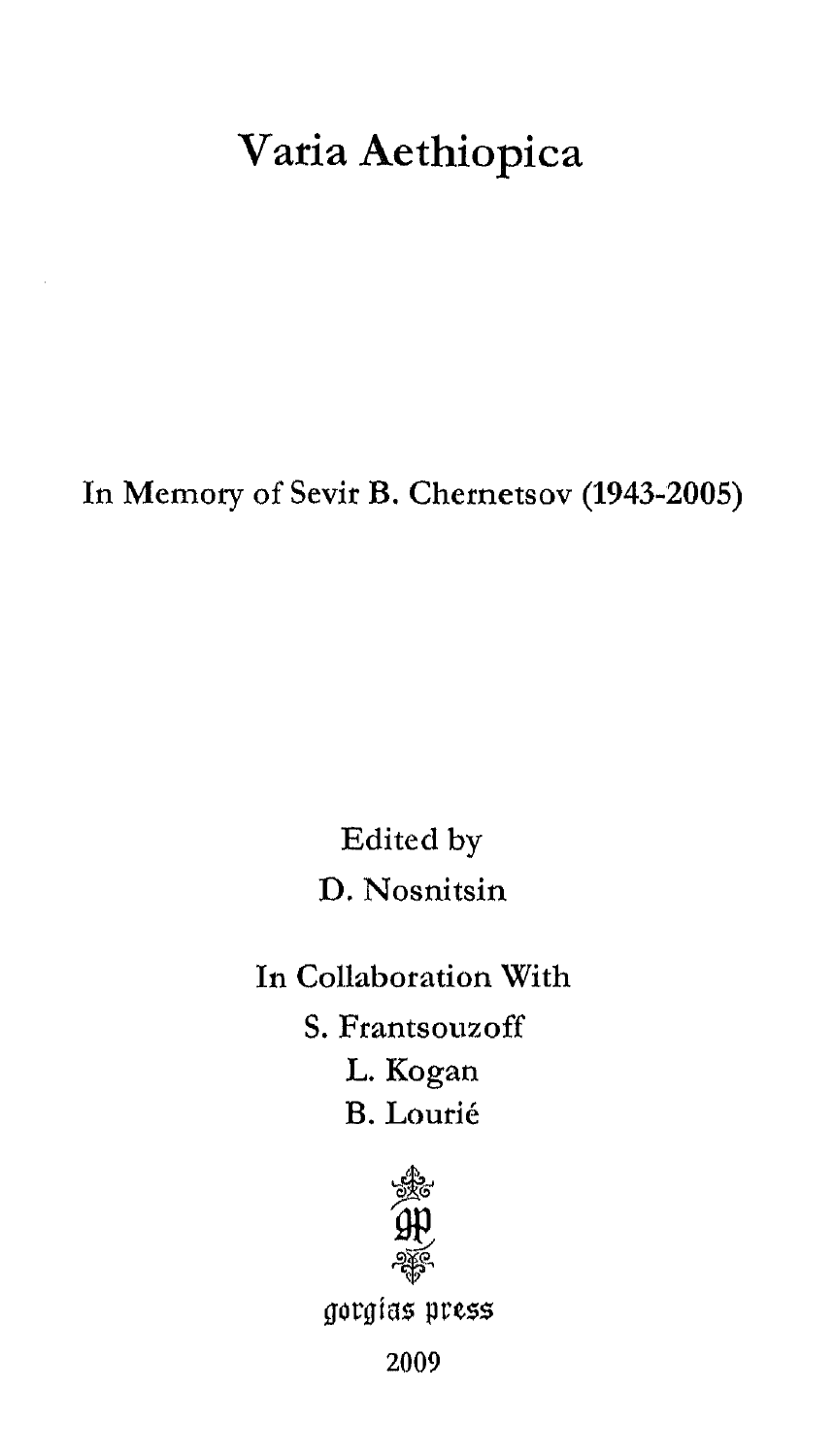# Varia Aethiopica

In Memory of Sevir B. Chernetsov (1943-2005)

Edited by

D. Nosnitsin

In Collaboration With

S. Frantsouzoff

L. Kogan

B. Lourié

gorgias press

2009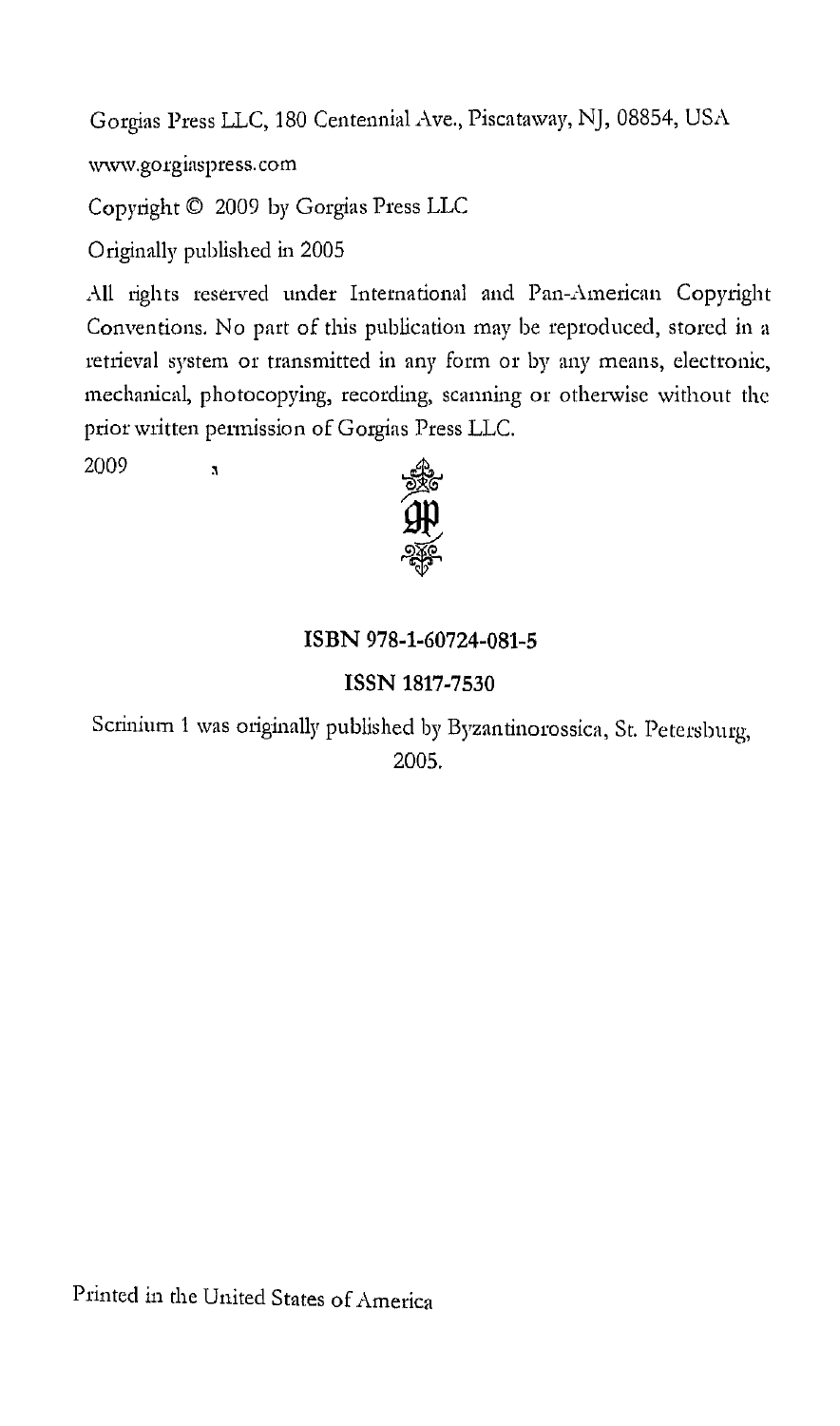Gorgias Press LLC, 180 Centennial Ave., Piscataway, NJ, 08854, USA

www.gorgiaspress.com

Copyright © 2009 by Gorgias Press LLC

Originally published in 2005

All rights reserved under International and Pan-American Copyright Conventions. No part of this publication may be reproduced, stored in a retrieval system or transmitted in any form or by any means, electronic, mechanical, photocopying, recording, scanning or otherwise without the prior written permission of Gorgias Press LLC.

2009

**ISBN 978-1-60724-081-5**

**ISSN 1817-7530**

Scrinium 1 was originally published by Byzantinorossica, St. Petersburg, 2005.

Printed in the United States of America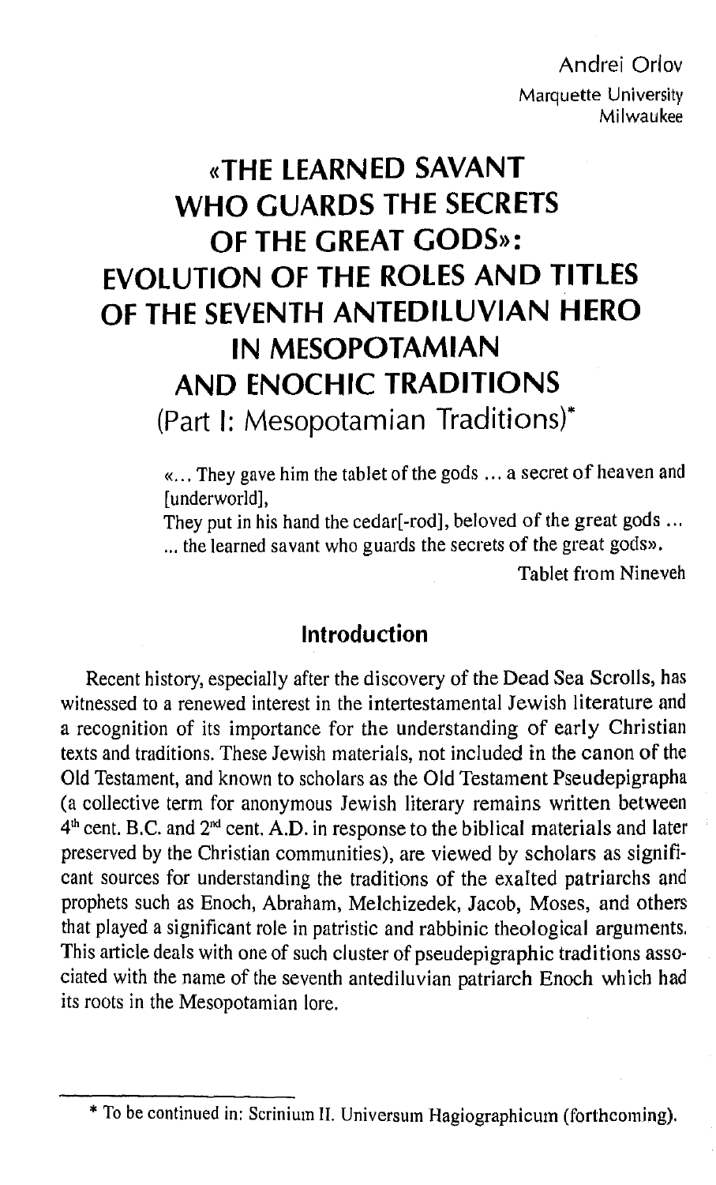Andrei Orlov
Marquette University
Milwaukee

# «THE LEARNED SAVANT WHO GUARDS THE SECRETS OF THE GREAT GODS»: EVOLUTION OF THE ROLES AND TITLES OF THE SEVENTH ANTEDILUVIAN HERO IN MESOPOTAMIAN AND ENOCHIC TRADITIONS

(Part I: Mesopotamian Traditions)*

> «... They gave him the tablet of the gods ... a secret of heaven and [underworld],
> They put in his hand the cedar[-rod], beloved of the great gods ...
> ... the learned savant who guards the secrets of the great gods».
>
> Tablet from Nineveh

## Introduction

Recent history, especially after the discovery of the Dead Sea Scrolls, has witnessed to a renewed interest in the intertestamental Jewish literature and a recognition of its importance for the understanding of early Christian texts and traditions. These Jewish materials, not included in the canon of the Old Testament, and known to scholars as the Old Testament Pseudepigrapha (a collective term for anonymous Jewish literary remains written between 4[th] cent. B.C. and 2[nd] cent. A.D. in response to the biblical materials and later preserved by the Christian communities), are viewed by scholars as significant sources for understanding the traditions of the exalted patriarchs and prophets such as Enoch, Abraham, Melchizedek, Jacob, Moses, and others that played a significant role in patristic and rabbinic theological arguments. This article deals with one of such cluster of pseudepigraphic traditions associated with the name of the seventh antediluvian patriarch Enoch which had its roots in the Mesopotamian lore.

\* To be continued in: Scrinium II. Universum Hagiographicum (forthcoming).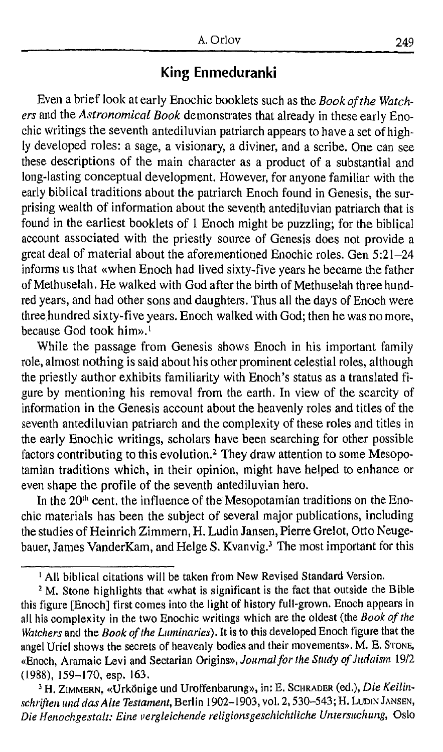## King Enmeduranki

Even a brief look at early Enochic booklets such as the *Book of the Watchers* and the *Astronomical Book* demonstrates that already in these early Enochic writings the seventh antediluvian patriarch appears to have a set of highly developed roles: a sage, a visionary, a diviner, and a scribe. One can see these descriptions of the main character as a product of a substantial and long-lasting conceptual development. However, for anyone familiar with the early biblical traditions about the patriarch Enoch found in Genesis, the surprising wealth of information about the seventh antediluvian patriarch that is found in the earliest booklets of 1 Enoch might be puzzling; for the biblical account associated with the priestly source of Genesis does not provide a great deal of material about the aforementioned Enochic roles. Gen 5:21–24 informs us that «when Enoch had lived sixty-five years he became the father of Methuselah. He walked with God after the birth of Methuselah three hundred years, and had other sons and daughters. Thus all the days of Enoch were three hundred sixty-five years. Enoch walked with God; then he was no more, because God took him».[1]

While the passage from Genesis shows Enoch in his important family role, almost nothing is said about his other prominent celestial roles, although the priestly author exhibits familiarity with Enoch's status as a translated figure by mentioning his removal from the earth. In view of the scarcity of information in the Genesis account about the heavenly roles and titles of the seventh antediluvian patriarch and the complexity of these roles and titles in the early Enochic writings, scholars have been searching for other possible factors contributing to this evolution.[2] They draw attention to some Mesopotamian traditions which, in their opinion, might have helped to enhance or even shape the profile of the seventh antediluvian hero.

In the 20th cent. the influence of the Mesopotamian traditions on the Enochic materials has been the subject of several major publications, including the studies of Heinrich Zimmern, H. Ludin Jansen, Pierre Grelot, Otto Neugebauer, James VanderKam, and Helge S. Kvanvig.[3] The most important for this

---

[1] All biblical citations will be taken from New Revised Standard Version.

[2] M. Stone highlights that «what is significant is the fact that outside the Bible this figure [Enoch] first comes into the light of history full-grown. Enoch appears in all his complexity in the two Enochic writings which are the oldest (the *Book of the Watchers* and the *Book of the Luminaries*). It is to this developed Enoch figure that the angel Uriel shows the secrets of heavenly bodies and their movements». M. E. Stone, «Enoch, Aramaic Levi and Sectarian Origins», *Journal for the Study of Judaism* 19/2 (1988), 159–170, esp. 163.

[3] H. Zimmern, «Urkönige und Uroffenbarung», in: E. Schrader (ed.), *Die Keilinschriften und das Alte Testament*, Berlin 1902–1903, vol. 2, 530–543; H. Ludin Jansen, *Die Henochgestalt: Eine vergleichende religionsgeschichtliche Untersuchung*, Oslo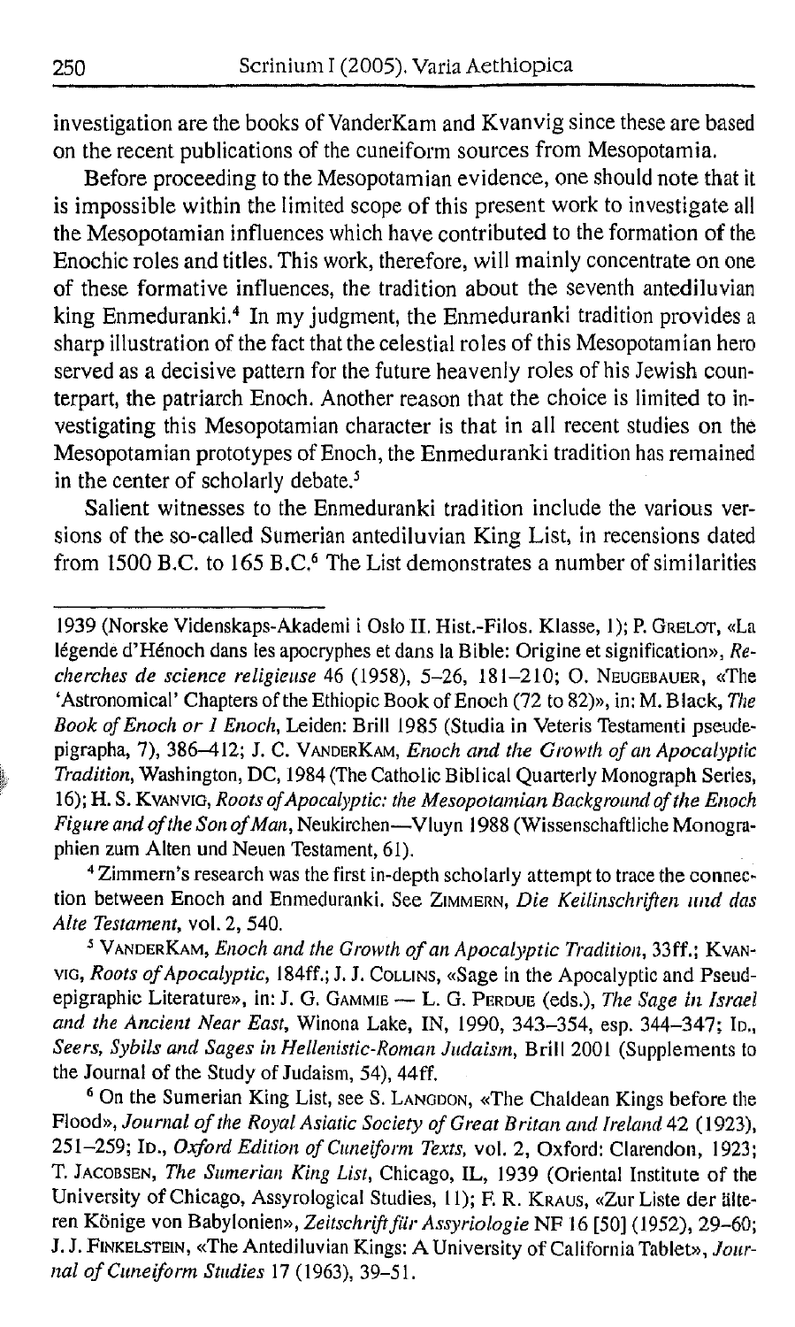investigation are the books of VanderKam and Kvanvig since these are based on the recent publications of the cuneiform sources from Mesopotamia.

Before proceeding to the Mesopotamian evidence, one should note that it is impossible within the limited scope of this present work to investigate all the Mesopotamian influences which have contributed to the formation of the Enochic roles and titles. This work, therefore, will mainly concentrate on one of these formative influences, the tradition about the seventh antediluvian king Enmeduranki.[4] In my judgment, the Enmeduranki tradition provides a sharp illustration of the fact that the celestial roles of this Mesopotamian hero served as a decisive pattern for the future heavenly roles of his Jewish counterpart, the patriarch Enoch. Another reason that the choice is limited to investigating this Mesopotamian character is that in all recent studies on the Mesopotamian prototypes of Enoch, the Enmeduranki tradition has remained in the center of scholarly debate.[5]

Salient witnesses to the Enmeduranki tradition include the various versions of the so-called Sumerian antediluvian King List, in recensions dated from 1500 B.C. to 165 B.C.[6] The List demonstrates a number of similarities

---

1939 (Norske Videnskaps-Akademi i Oslo II. Hist.-Filos. Klasse, 1); P. GRELOT, «La légende d'Hénoch dans les apocryphes et dans la Bible: Origine et signification», *Recherches de science religieuse* 46 (1958), 5–26, 181–210; O. NEUGEBAUER, «The 'Astronomical' Chapters of the Ethiopic Book of Enoch (72 to 82)», in: M. Black, *The Book of Enoch or 1 Enoch*, Leiden: Brill 1985 (Studia in Veteris Testamenti pseudepigrapha, 7), 386–412; J. C. VANDERKAM, *Enoch and the Growth of an Apocalyptic Tradition*, Washington, DC, 1984 (The Catholic Biblical Quarterly Monograph Series, 16); H. S. KVANVIG, *Roots of Apocalyptic: the Mesopotamian Background of the Enoch Figure and of the Son of Man*, Neukirchen—Vluyn 1988 (Wissenschaftliche Monographien zum Alten und Neuen Testament, 61).

[4] Zimmern's research was the first in-depth scholarly attempt to trace the connection between Enoch and Enmeduranki. See ZIMMERN, *Die Keilinschriften und das Alte Testament*, vol. 2, 540.

[5] VANDERKAM, *Enoch and the Growth of an Apocalyptic Tradition*, 33ff.; KVANVIG, *Roots of Apocalyptic*, 184ff.; J. J. COLLINS, «Sage in the Apocalyptic and Pseudepigraphic Literature», in: J. G. GAMMIE — L. G. PERDUE (eds.), *The Sage in Israel and the Ancient Near East*, Winona Lake, IN, 1990, 343–354, esp. 344–347; ID., *Seers, Sybils and Sages in Hellenistic-Roman Judaism*, Brill 2001 (Supplements to the Journal of the Study of Judaism, 54), 44ff.

[6] On the Sumerian King List, see S. LANGDON, «The Chaldean Kings before the Flood», *Journal of the Royal Asiatic Society of Great Britan and Ireland* 42 (1923), 251–259; ID., *Oxford Edition of Cuneiform Texts*, vol. 2, Oxford: Clarendon, 1923; T. JACOBSEN, *The Sumerian King List*, Chicago, IL, 1939 (Oriental Institute of the University of Chicago, Assyrological Studies, 11); F. R. KRAUS, «Zur Liste der älteren Könige von Babylonien», *Zeitschrift für Assyriologie* NF 16 [50] (1952), 29–60; J. J. FINKELSTEIN, «The Antediluvian Kings: A University of California Tablet», *Journal of Cuneiform Studies* 17 (1963), 39–51.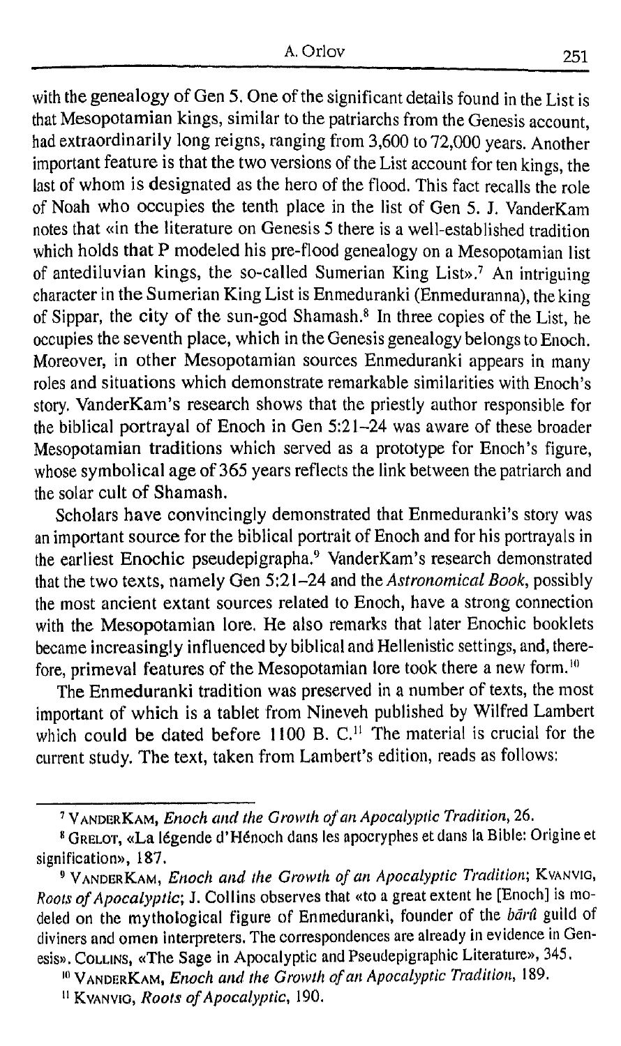with the genealogy of Gen 5. One of the significant details found in the List is that Mesopotamian kings, similar to the patriarchs from the Genesis account, had extraordinarily long reigns, ranging from 3,600 to 72,000 years. Another important feature is that the two versions of the List account for ten kings, the last of whom is designated as the hero of the flood. This fact recalls the role of Noah who occupies the tenth place in the list of Gen 5. J. VanderKam notes that «in the literature on Genesis 5 there is a well-established tradition which holds that P modeled his pre-flood genealogy on a Mesopotamian list of antediluvian kings, the so-called Sumerian King List».[7] An intriguing character in the Sumerian King List is Enmeduranki (Enmeduranna), the king of Sippar, the city of the sun-god Shamash.[8] In three copies of the List, he occupies the seventh place, which in the Genesis genealogy belongs to Enoch. Moreover, in other Mesopotamian sources Enmeduranki appears in many roles and situations which demonstrate remarkable similarities with Enoch's story. VanderKam's research shows that the priestly author responsible for the biblical portrayal of Enoch in Gen 5:21–24 was aware of these broader Mesopotamian traditions which served as a prototype for Enoch's figure, whose symbolical age of 365 years reflects the link between the patriarch and the solar cult of Shamash.

Scholars have convincingly demonstrated that Enmeduranki's story was an important source for the biblical portrait of Enoch and for his portrayals in the earliest Enochic pseudepigrapha.[9] VanderKam's research demonstrated that the two texts, namely Gen 5:21–24 and the *Astronomical Book*, possibly the most ancient extant sources related to Enoch, have a strong connection with the Mesopotamian lore. He also remarks that later Enochic booklets became increasingly influenced by biblical and Hellenistic settings, and, therefore, primeval features of the Mesopotamian lore took there a new form.[10]

The Enmeduranki tradition was preserved in a number of texts, the most important of which is a tablet from Nineveh published by Wilfred Lambert which could be dated before 1100 B. C.[11] The material is crucial for the current study. The text, taken from Lambert's edition, reads as follows:

---

[7] VANDERKAM, *Enoch and the Growth of an Apocalyptic Tradition*, 26.

[8] GRELOT, «La légende d'Hénoch dans les apocryphes et dans la Bible: Origine et signification», 187.

[9] VANDERKAM, *Enoch and the Growth of an Apocalyptic Tradition*; KVANVIG, *Roots of Apocalyptic*; J. Collins observes that «to a great extent he [Enoch] is modeled on the mythological figure of Enmeduranki, founder of the *bārû* guild of diviners and omen interpreters. The correspondences are already in evidence in Genesis». COLLINS, «The Sage in Apocalyptic and Pseudepigraphic Literature», 345.

[10] VANDERKAM, *Enoch and the Growth of an Apocalyptic Tradition*, 189.

[11] KVANVIG, *Roots of Apocalyptic*, 190.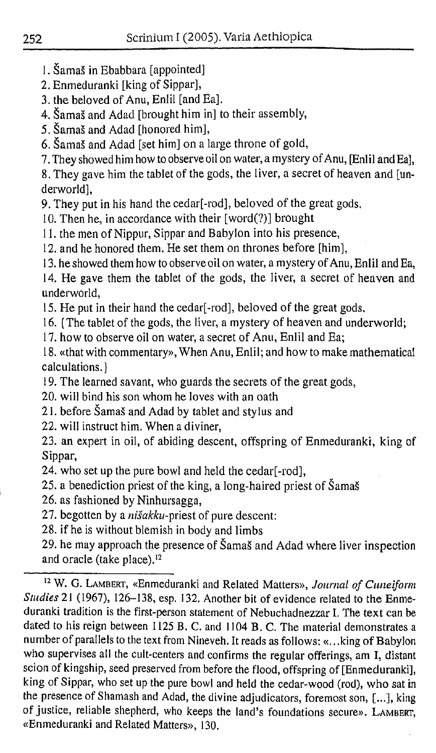1. Šamaš in Ebabbara [appointed]

2. Enmeduranki [king of Sippar],

3. the beloved of Anu, Enlil [and Ea].

4. Šamaš and Adad [brought him in] to their assembly,

5. Šamaš and Adad [honored him],

6. Šamaš and Adad [set him] on a large throne of gold,

7. They showed him how to observe oil on water, a mystery of Anu, [Enlil and Ea],

8. They gave him the tablet of the gods, the liver, a secret of heaven and [underworld],

9. They put in his hand the cedar[-rod], beloved of the great gods.

10. Then he, in accordance with their [word(?)] brought

11. the men of Nippur, Sippar and Babylon into his presence,

12. and he honored them. He set them on thrones before [him],

13. he showed them how to observe oil on water, a mystery of Anu, Enlil and Ea,

14. He gave them the tablet of the gods, the liver, a secret of heaven and underworld,

15. He put in their hand the cedar[-rod], beloved of the great gods.

16. {The tablet of the gods, the liver, a mystery of heaven and underworld;

17. how to observe oil on water, a secret of Anu, Enlil and Ea;

18. «that with commentary», When Anu, Enlil; and how to make mathematical calculations.}

19. The learned savant, who guards the secrets of the great gods,

20. will bind his son whom he loves with an oath

21. before Šamaš and Adad by tablet and stylus and

22. will instruct him. When a diviner,

23. an expert in oil, of abiding descent, offspring of Enmeduranki, king of Sippar,

24. who set up the pure bowl and held the cedar[-rod],

25. a benediction priest of the king, a long-haired priest of Šamaš

26. as fashioned by Ninhursagga,

27. begotten by a *nišakku*-priest of pure descent:

28. if he is without blemish in body and limbs

29. he may approach the presence of Šamaš and Adad where liver inspection and oracle (take place).[12]

---

[12] W. G. LAMBERT, «Enmeduranki and Related Matters», *Journal of Cuneiform Studies* 21 (1967), 126–138, esp. 132. Another bit of evidence related to the Enmeduranki tradition is the first-person statement of Nebuchadnezzar I. The text can be dated to his reign between 1125 B. C. and 1104 B. C. The material demonstrates a number of parallels to the text from Nineveh. It reads as follows: «...king of Babylon who supervises all the cult-centers and confirms the regular offerings, am I, distant scion of kingship, seed preserved from before the flood, offspring of [Enmeduranki], king of Sippar, who set up the pure bowl and held the cedar-wood (rod), who sat in the presence of Shamash and Adad, the divine adjudicators, foremost son, [...], king of justice, reliable shepherd, who keeps the land's foundations secure». LAMBERT, «Enmeduranki and Related Matters», 130.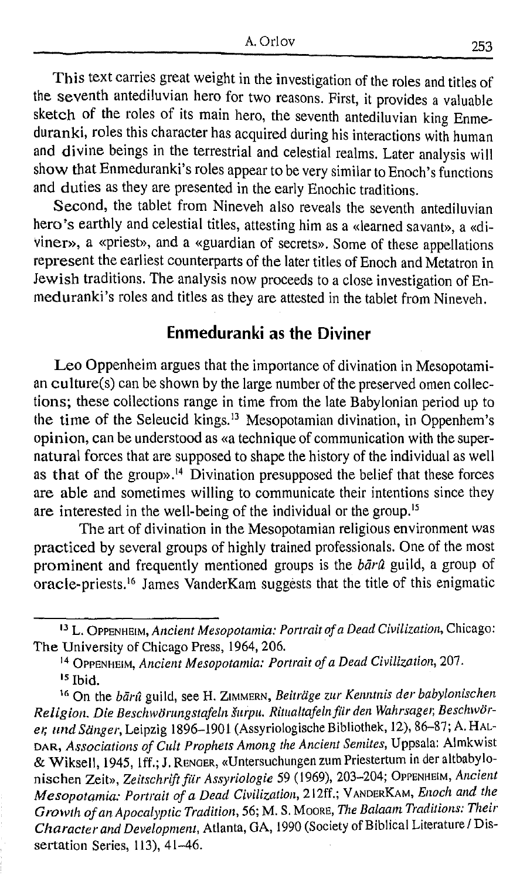This text carries great weight in the investigation of the roles and titles of the seventh antediluvian hero for two reasons. First, it provides a valuable sketch of the roles of its main hero, the seventh antediluvian king Enmeduranki, roles this character has acquired during his interactions with human and divine beings in the terrestrial and celestial realms. Later analysis will show that Enmeduranki's roles appear to be very similar to Enoch's functions and duties as they are presented in the early Enochic traditions.

Second, the tablet from Nineveh also reveals the seventh antediluvian hero's earthly and celestial titles, attesting him as a «learned savant», a «diviner», a «priest», and a «guardian of secrets». Some of these appellations represent the earliest counterparts of the later titles of Enoch and Metatron in Jewish traditions. The analysis now proceeds to a close investigation of Enmeduranki's roles and titles as they are attested in the tablet from Nineveh.

## Enmeduranki as the Diviner

Leo Oppenheim argues that the importance of divination in Mesopotamian culture(s) can be shown by the large number of the preserved omen collections; these collections range in time from the late Babylonian period up to the time of the Seleucid kings.[13] Mesopotamian divination, in Oppenhem's opinion, can be understood as «a technique of communication with the supernatural forces that are supposed to shape the history of the individual as well as that of the group».[14] Divination presupposed the belief that these forces are able and sometimes willing to communicate their intentions since they are interested in the well-being of the individual or the group.[15]

The art of divination in the Mesopotamian religious environment was practiced by several groups of highly trained professionals. One of the most prominent and frequently mentioned groups is the *bārû* guild, a group of oracle-priests.[16] James VanderKam suggests that the title of this enigmatic

---

[13] L. Oppenheim, *Ancient Mesopotamia: Portrait of a Dead Civilization*, Chicago: The University of Chicago Press, 1964, 206.

[14] Oppenheim, *Ancient Mesopotamia: Portrait of a Dead Civilization*, 207.

[15] Ibid.

[16] On the *bārû* guild, see H. Zimmern, *Beiträge zur Kenntnis der babylonischen Religion. Die Beschwörungstafeln šurpu. Ritualtafeln für den Wahrsager, Beschwörer, und Sänger*, Leipzig 1896–1901 (Assyriologische Bibliothek, 12), 86–87; A. Haldar, *Associations of Cult Prophets Among the Ancient Semites*, Uppsala: Almkwist & Wiksell, 1945, 1ff.; J. Renger, «Untersuchungen zum Priestertum in der altbabylonischen Zeit», *Zeitschrift für Assyriologie* 59 (1969), 203–204; Oppenheim, *Ancient Mesopotamia: Portrait of a Dead Civilization*, 212ff.; VanderKam, *Enoch and the Growth of an Apocalyptic Tradition*, 56; M. S. Moore, *The Balaam Traditions: Their Character and Development*, Atlanta, GA, 1990 (Society of Biblical Literature / Dissertation Series, 113), 41–46.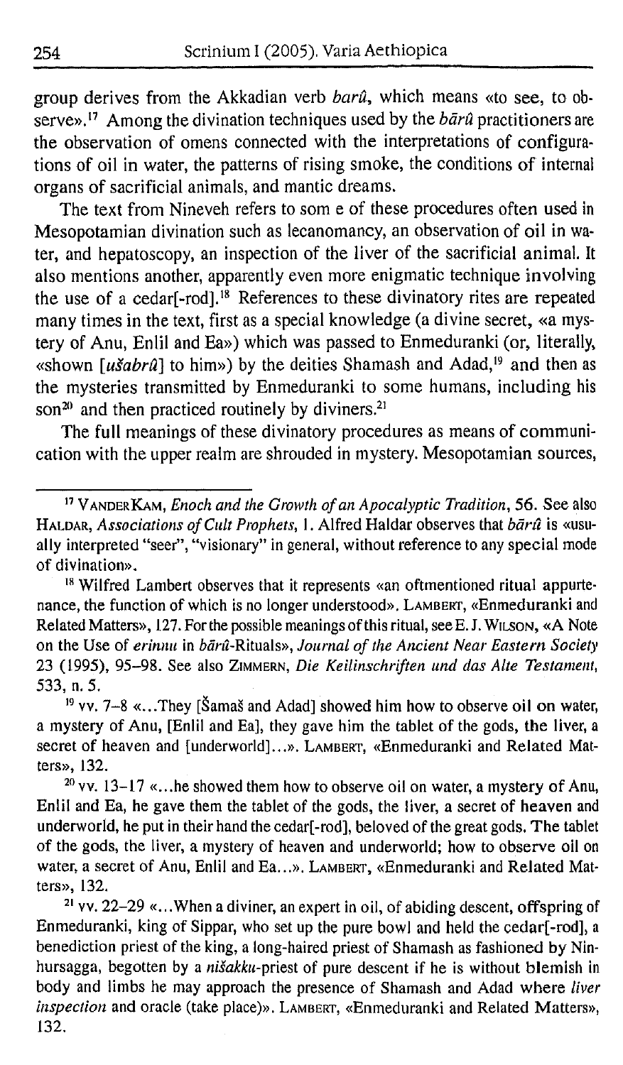group derives from the Akkadian verb *barû*, which means «to see, to observe».[17] Among the divination techniques used by the *bārû* practitioners are the observation of omens connected with the interpretations of configurations of oil in water, the patterns of rising smoke, the conditions of internal organs of sacrificial animals, and mantic dreams.

The text from Nineveh refers to som e of these procedures often used in Mesopotamian divination such as lecanomancy, an observation of oil in water, and hepatoscopy, an inspection of the liver of the sacrificial animal. It also mentions another, apparently even more enigmatic technique involving the use of a cedar[-rod].[18] References to these divinatory rites are repeated many times in the text, first as a special knowledge (a divine secret, «a mystery of Anu, Enlil and Ea») which was passed to Enmeduranki (or, literally, «shown [*ušabrû*] to him») by the deities Shamash and Adad,[19] and then as the mysteries transmitted by Enmeduranki to some humans, including his son[20] and then practiced routinely by diviners.[21]

The full meanings of these divinatory procedures as means of communication with the upper realm are shrouded in mystery. Mesopotamian sources,

---

[17] VANDERKAM, *Enoch and the Growth of an Apocalyptic Tradition*, 56. See also HALDAR, *Associations of Cult Prophets*, 1. Alfred Haldar observes that *bārû* is «usually interpreted "seer", "visionary" in general, without reference to any special mode of divination».

[18] Wilfred Lambert observes that it represents «an oftmentioned ritual appurtenance, the function of which is no longer understood». LAMBERT, «Enmeduranki and Related Matters», 127. For the possible meanings of this ritual, see E. J. WILSON, «A Note on the Use of *erinnu* in *bārû*-Rituals», *Journal of the Ancient Near Eastern Society* 23 (1995), 95–98. See also ZIMMERN, *Die Keilinschriften und das Alte Testament*, 533, n. 5.

[19] vv. 7–8 «...They [Šamaš and Adad] showed him how to observe oil on water, a mystery of Anu, [Enlil and Ea], they gave him the tablet of the gods, the liver, a secret of heaven and [underworld]...». LAMBERT, «Enmeduranki and Related Matters», 132.

[20] vv. 13–17 «...he showed them how to observe oil on water, a mystery of Anu, Enlil and Ea, he gave them the tablet of the gods, the liver, a secret of heaven and underworld, he put in their hand the cedar[-rod], beloved of the great gods. The tablet of the gods, the liver, a mystery of heaven and underworld; how to observe oil on water, a secret of Anu, Enlil and Ea...». LAMBERT, «Enmeduranki and Related Matters», 132.

[21] vv. 22–29 «...When a diviner, an expert in oil, of abiding descent, offspring of Enmeduranki, king of Sippar, who set up the pure bowl and held the cedar[-rod], a benediction priest of the king, a long-haired priest of Shamash as fashioned by Ninhursagga, begotten by a *nišakku*-priest of pure descent if he is without blemish in body and limbs he may approach the presence of Shamash and Adad where *liver inspection* and oracle (take place)». LAMBERT, «Enmeduranki and Related Matters», 132.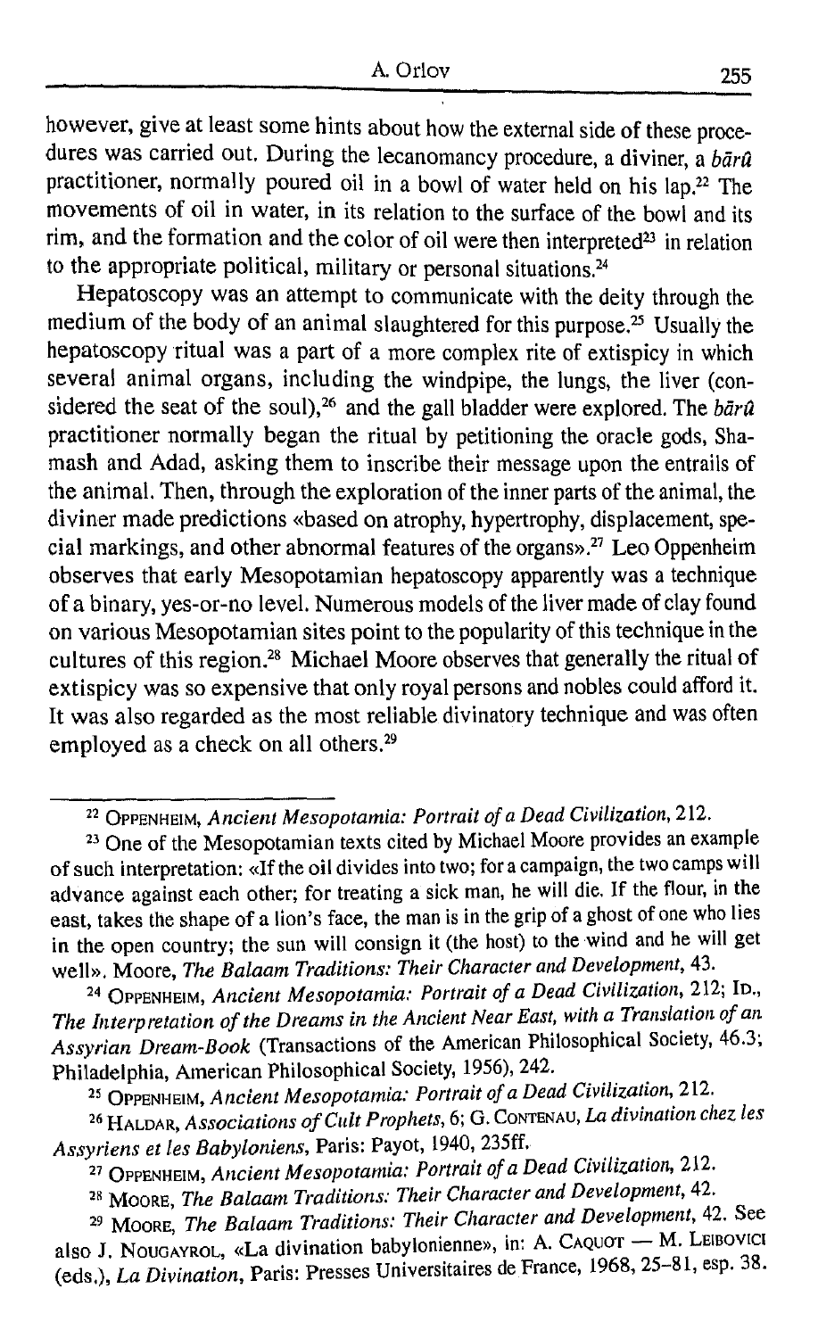however, give at least some hints about how the external side of these procedures was carried out. During the lecanomancy procedure, a diviner, a *bārû* practitioner, normally poured oil in a bowl of water held on his lap.[22] The movements of oil in water, in its relation to the surface of the bowl and its rim, and the formation and the color of oil were then interpreted[23] in relation to the appropriate political, military or personal situations.[24]

Hepatoscopy was an attempt to communicate with the deity through the medium of the body of an animal slaughtered for this purpose.[25] Usually the hepatoscopy ritual was a part of a more complex rite of extispicy in which several animal organs, including the windpipe, the lungs, the liver (considered the seat of the soul),[26] and the gall bladder were explored. The *bārû* practitioner normally began the ritual by petitioning the oracle gods, Shamash and Adad, asking them to inscribe their message upon the entrails of the animal. Then, through the exploration of the inner parts of the animal, the diviner made predictions «based on atrophy, hypertrophy, displacement, special markings, and other abnormal features of the organs».[27] Leo Oppenheim observes that early Mesopotamian hepatoscopy apparently was a technique of a binary, yes-or-no level. Numerous models of the liver made of clay found on various Mesopotamian sites point to the popularity of this technique in the cultures of this region.[28] Michael Moore observes that generally the ritual of extispicy was so expensive that only royal persons and nobles could afford it. It was also regarded as the most reliable divinatory technique and was often employed as a check on all others.[29]

---

[22] Oppenheim, *Ancient Mesopotamia: Portrait of a Dead Civilization*, 212.

[23] One of the Mesopotamian texts cited by Michael Moore provides an example of such interpretation: «If the oil divides into two; for a campaign, the two camps will advance against each other; for treating a sick man, he will die. If the flour, in the east, takes the shape of a lion's face, the man is in the grip of a ghost of one who lies in the open country; the sun will consign it (the host) to the wind and he will get well». Moore, *The Balaam Traditions: Their Character and Development*, 43.

[24] Oppenheim, *Ancient Mesopotamia: Portrait of a Dead Civilization*, 212; Id., *The Interpretation of the Dreams in the Ancient Near East, with a Translation of an Assyrian Dream-Book* (Transactions of the American Philosophical Society, 46.3; Philadelphia, American Philosophical Society, 1956), 242.

[25] Oppenheim, *Ancient Mesopotamia: Portrait of a Dead Civilization*, 212.

[26] Haldar, *Associations of Cult Prophets*, 6; G. Contenau, *La divination chez les Assyriens et les Babyloniens*, Paris: Payot, 1940, 235ff.

[27] Oppenheim, *Ancient Mesopotamia: Portrait of a Dead Civilization*, 212.

[28] Moore, *The Balaam Traditions: Their Character and Development*, 42.

[29] Moore, *The Balaam Traditions: Their Character and Development*, 42. See also J. Nougayrol, «La divination babylonienne», in: A. Caquot — M. Leibovici (eds.), *La Divination*, Paris: Presses Universitaires de France, 1968, 25–81, esp. 38.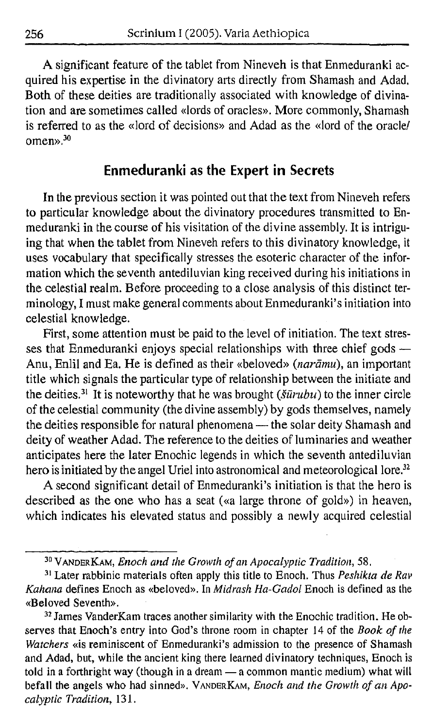A significant feature of the tablet from Nineveh is that Enmeduranki acquired his expertise in the divinatory arts directly from Shamash and Adad. Both of these deities are traditionally associated with knowledge of divination and are sometimes called «lords of oracles». More commonly, Shamash is referred to as the «lord of decisions» and Adad as the «lord of the oracle/omen».[30]

## Enmeduranki as the Expert in Secrets

In the previous section it was pointed out that the text from Nineveh refers to particular knowledge about the divinatory procedures transmitted to Enmeduranki in the course of his visitation of the divine assembly. It is intriguing that when the tablet from Nineveh refers to this divinatory knowledge, it uses vocabulary that specifically stresses the esoteric character of the information which the seventh antediluvian king received during his initiations in the celestial realm. Before proceeding to a close analysis of this distinct terminology, I must make general comments about Enmeduranki's initiation into celestial knowledge.

First, some attention must be paid to the level of initiation. The text stresses that Enmeduranki enjoys special relationships with three chief gods — Anu, Enlil and Ea. He is defined as their «beloved» (*narāmu*), an important title which signals the particular type of relationship between the initiate and the deities.[31] It is noteworthy that he was brought (*šūrubu*) to the inner circle of the celestial community (the divine assembly) by gods themselves, namely the deities responsible for natural phenomena — the solar deity Shamash and deity of weather Adad. The reference to the deities of luminaries and weather anticipates here the later Enochic legends in which the seventh antediluvian hero is initiated by the angel Uriel into astronomical and meteorological lore.[32]

A second significant detail of Enmeduranki's initiation is that the hero is described as the one who has a seat («a large throne of gold») in heaven, which indicates his elevated status and possibly a newly acquired celestial

---

[30] VANDERKAM, *Enoch and the Growth of an Apocalyptic Tradition*, 58.

[31] Later rabbinic materials often apply this title to Enoch. Thus *Peshikta de Rav Kahana* defines Enoch as «beloved». In *Midrash Ha-Gadol* Enoch is defined as the «Beloved Seventh».

[32] James VanderKam traces another similarity with the Enochic tradition. He observes that Enoch's entry into God's throne room in chapter 14 of the *Book of the Watchers* «is reminiscent of Enmeduranki's admission to the presence of Shamash and Adad, but, while the ancient king there learned divinatory techniques, Enoch is told in a forthright way (though in a dream — a common mantic medium) what will befall the angels who had sinned». VANDERKAM, *Enoch and the Growth of an Apocalyptic Tradition*, 131.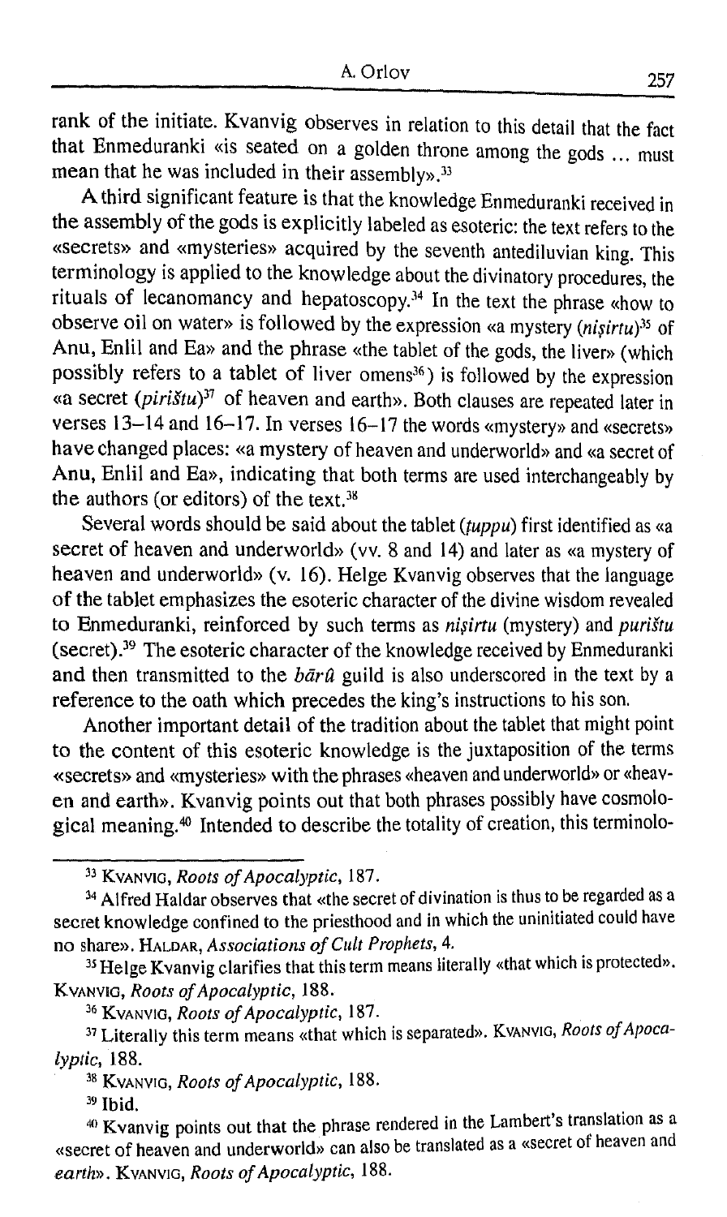rank of the initiate. Kvanvig observes in relation to this detail that the fact that Enmeduranki «is seated on a golden throne among the gods ... must mean that he was included in their assembly».[33]

A third significant feature is that the knowledge Enmeduranki received in the assembly of the gods is explicitly labeled as esoteric: the text refers to the «secrets» and «mysteries» acquired by the seventh antediluvian king. This terminology is applied to the knowledge about the divinatory procedures, the rituals of lecanomancy and hepatoscopy.[34] In the text the phrase «how to observe oil on water» is followed by the expression «a mystery (*niṣirtu*)[35] of Anu, Enlil and Ea» and the phrase «the tablet of the gods, the liver» (which possibly refers to a tablet of liver omens[36]) is followed by the expression «a secret (*pirištu*)[37] of heaven and earth». Both clauses are repeated later in verses 13–14 and 16–17. In verses 16–17 the words «mystery» and «secrets» have changed places: «a mystery of heaven and underworld» and «a secret of Anu, Enlil and Ea», indicating that both terms are used interchangeably by the authors (or editors) of the text.[38]

Several words should be said about the tablet (*ṭuppu*) first identified as «a secret of heaven and underworld» (vv. 8 and 14) and later as «a mystery of heaven and underworld» (v. 16). Helge Kvanvig observes that the language of the tablet emphasizes the esoteric character of the divine wisdom revealed to Enmeduranki, reinforced by such terms as *niṣirtu* (mystery) and *purištu* (secret).[39] The esoteric character of the knowledge received by Enmeduranki and then transmitted to the *bārû* guild is also underscored in the text by a reference to the oath which precedes the king's instructions to his son.

Another important detail of the tradition about the tablet that might point to the content of this esoteric knowledge is the juxtaposition of the terms «secrets» and «mysteries» with the phrases «heaven and underworld» or «heaven and earth». Kvanvig points out that both phrases possibly have cosmological meaning.[40] Intended to describe the totality of creation, this terminolo-

---

[33] KVANVIG, *Roots of Apocalyptic*, 187.

[34] Alfred Haldar observes that «the secret of divination is thus to be regarded as a secret knowledge confined to the priesthood and in which the uninitiated could have no share». HALDAR, *Associations of Cult Prophets*, 4.

[35] Helge Kvanvig clarifies that this term means literally «that which is protected». KVANVIG, *Roots of Apocalyptic*, 188.

[36] KVANVIG, *Roots of Apocalyptic*, 187.

[37] Literally this term means «that which is separated». KVANVIG, *Roots of Apocalyptic*, 188.

[38] KVANVIG, *Roots of Apocalyptic*, 188.

[39] Ibid.

[40] Kvanvig points out that the phrase rendered in the Lambert's translation as a «secret of heaven and underworld» can also be translated as a «secret of heaven and earth». KVANVIG, *Roots of Apocalyptic*, 188.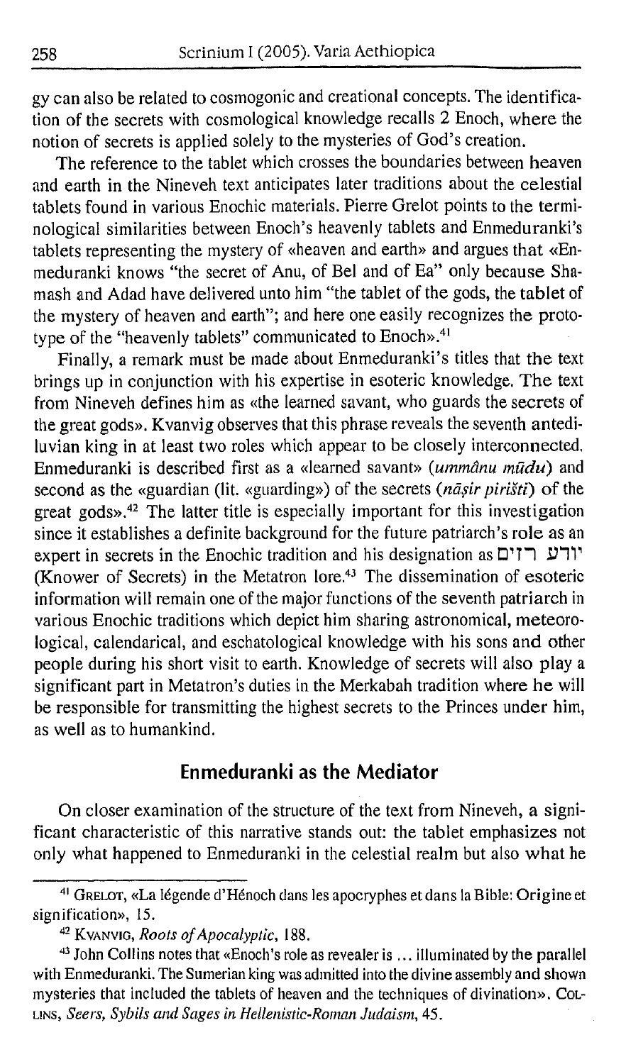gy can also be related to cosmogonic and creational concepts. The identification of the secrets with cosmological knowledge recalls 2 Enoch, where the notion of secrets is applied solely to the mysteries of God's creation.

The reference to the tablet which crosses the boundaries between heaven and earth in the Nineveh text anticipates later traditions about the celestial tablets found in various Enochic materials. Pierre Grelot points to the terminological similarities between Enoch's heavenly tablets and Enmeduranki's tablets representing the mystery of «heaven and earth» and argues that «Enmeduranki knows "the secret of Anu, of Bel and of Ea" only because Shamash and Adad have delivered unto him "the tablet of the gods, the tablet of the mystery of heaven and earth"; and here one easily recognizes the prototype of the "heavenly tablets" communicated to Enoch».[41]

Finally, a remark must be made about Enmeduranki's titles that the text brings up in conjunction with his expertise in esoteric knowledge. The text from Nineveh defines him as «the learned savant, who guards the secrets of the great gods». Kvanvig observes that this phrase reveals the seventh antediluvian king in at least two roles which appear to be closely interconnected. Enmeduranki is described first as a «learned savant» (*ummânu mūdu*) and second as the «guardian (lit. «guarding») of the secrets (*nāṣir pirišti*) of the great gods».[42] The latter title is especially important for this investigation since it establishes a definite background for the future patriarch's role as an expert in secrets in the Enochic tradition and his designation as יודע רזים (Knower of Secrets) in the Metatron lore.[43] The dissemination of esoteric information will remain one of the major functions of the seventh patriarch in various Enochic traditions which depict him sharing astronomical, meteorological, calendarical, and eschatological knowledge with his sons and other people during his short visit to earth. Knowledge of secrets will also play a significant part in Metatron's duties in the Merkabah tradition where he will be responsible for transmitting the highest secrets to the Princes under him, as well as to humankind.

## Enmeduranki as the Mediator

On closer examination of the structure of the text from Nineveh, a significant characteristic of this narrative stands out: the tablet emphasizes not only what happened to Enmeduranki in the celestial realm but also what he

---

[41] GRELOT, «La légende d'Hénoch dans les apocryphes et dans la Bible: Origine et signification», 15.

[42] KVANVIG, *Roots of Apocalyptic*, 188.

[43] John Collins notes that «Enoch's role as revealer is ... illuminated by the parallel with Enmeduranki. The Sumerian king was admitted into the divine assembly and shown mysteries that included the tablets of heaven and the techniques of divination». COLLINS, *Seers, Sybils and Sages in Hellenistic-Roman Judaism*, 45.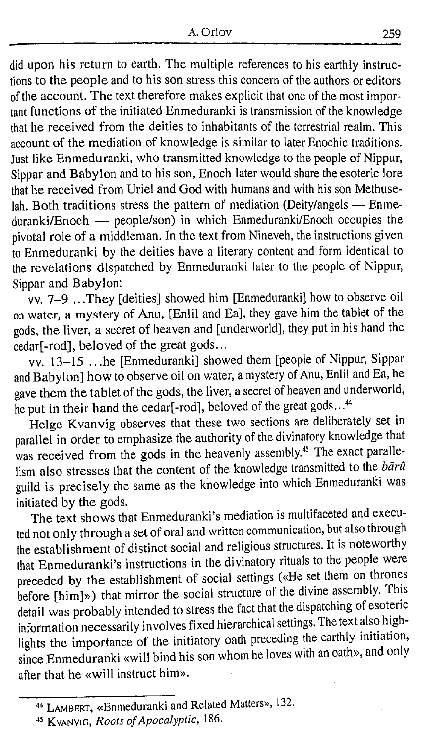did upon his return to earth. The multiple references to his earthly instructions to the people and to his son stress this concern of the authors or editors of the account. The text therefore makes explicit that one of the most important functions of the initiated Enmeduranki is transmission of the knowledge that he received from the deities to inhabitants of the terrestrial realm. This account of the mediation of knowledge is similar to later Enochic traditions. Just like Enmeduranki, who transmitted knowledge to the people of Nippur, Sippar and Babylon and to his son, Enoch later would share the esoteric lore that he received from Uriel and God with humans and with his son Methuselah. Both traditions stress the pattern of mediation (Deity/angels — Enmeduranki/Enoch — people/son) in which Enmeduranki/Enoch occupies the pivotal role of a middleman. In the text from Nineveh, the instructions given to Enmeduranki by the deities have a literary content and form identical to the revelations dispatched by Enmeduranki later to the people of Nippur, Sippar and Babylon:

vv. 7–9 ...They [deities] showed him [Enmeduranki] how to observe oil on water, a mystery of Anu, [Enlil and Ea], they gave him the tablet of the gods, the liver, a secret of heaven and [underworld], they put in his hand the cedar[-rod], beloved of the great gods...

vv. 13–15 ...he [Enmeduranki] showed them [people of Nippur, Sippar and Babylon] how to observe oil on water, a mystery of Anu, Enlil and Ea, he gave them the tablet of the gods, the liver, a secret of heaven and underworld, he put in their hand the cedar[-rod], beloved of the great gods...[44]

Helge Kvanvig observes that these two sections are deliberately set in parallel in order to emphasize the authority of the divinatory knowledge that was received from the gods in the heavenly assembly.[45] The exact parallelism also stresses that the content of the knowledge transmitted to the *bārû* guild is precisely the same as the knowledge into which Enmeduranki was initiated by the gods.

The text shows that Enmeduranki's mediation is multifaceted and executed not only through a set of oral and written communication, but also through the establishment of distinct social and religious structures. It is noteworthy that Enmeduranki's instructions in the divinatory rituals to the people were preceded by the establishment of social settings («He set them on thrones before [him]») that mirror the social structure of the divine assembly. This detail was probably intended to stress the fact that the dispatching of esoteric information necessarily involves fixed hierarchical settings. The text also highlights the importance of the initiatory oath preceding the earthly initiation, since Enmeduranki «will bind his son whom he loves with an oath», and only after that he «will instruct him».

---

[44] LAMBERT, «Enmeduranki and Related Matters», 132.

[45] KVANVIG, *Roots of Apocalyptic*, 186.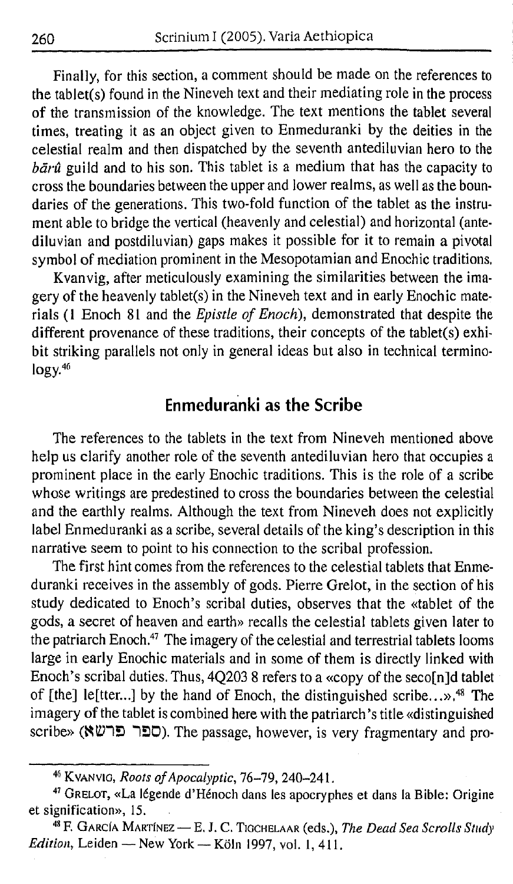Finally, for this section, a comment should be made on the references to the tablet(s) found in the Nineveh text and their mediating role in the process of the transmission of the knowledge. The text mentions the tablet several times, treating it as an object given to Enmeduranki by the deities in the celestial realm and then dispatched by the seventh antediluvian hero to the *bārû* guild and to his son. This tablet is a medium that has the capacity to cross the boundaries between the upper and lower realms, as well as the boundaries of the generations. This two-fold function of the tablet as the instrument able to bridge the vertical (heavenly and celestial) and horizontal (antediluvian and postdiluvian) gaps makes it possible for it to remain a pivotal symbol of mediation prominent in the Mesopotamian and Enochic traditions.

Kvanvig, after meticulously examining the similarities between the imagery of the heavenly tablet(s) in the Nineveh text and in early Enochic materials (1 Enoch 81 and the *Epistle of Enoch*), demonstrated that despite the different provenance of these traditions, their concepts of the tablet(s) exhibit striking parallels not only in general ideas but also in technical terminology.[46]

## Enmeduranki as the Scribe

The references to the tablets in the text from Nineveh mentioned above help us clarify another role of the seventh antediluvian hero that occupies a prominent place in the early Enochic traditions. This is the role of a scribe whose writings are predestined to cross the boundaries between the celestial and the earthly realms. Although the text from Nineveh does not explicitly label Enmeduranki as a scribe, several details of the king's description in this narrative seem to point to his connection to the scribal profession.

The first hint comes from the references to the celestial tablets that Enmeduranki receives in the assembly of gods. Pierre Grelot, in the section of his study dedicated to Enoch's scribal duties, observes that the «tablet of the gods, a secret of heaven and earth» recalls the celestial tablets given later to the patriarch Enoch.[47] The imagery of the celestial and terrestrial tablets looms large in early Enochic materials and in some of them is directly linked with Enoch's scribal duties. Thus, 4Q203 8 refers to a «copy of the seco[n]d tablet of [the] le[tter...] by the hand of Enoch, the distinguished scribe...».[48] The imagery of the tablet is combined here with the patriarch's title «distinguished scribe» (ספר פרשא). The passage, however, is very fragmentary and pro-

---

[46] KVANVIG, *Roots of Apocalyptic*, 76–79, 240–241.

[47] GRELOT, «La légende d'Hénoch dans les apocryphes et dans la Bible: Origine et signification», 15.

[48] F. GARCÍA MARTÍNEZ — E. J. C. TIGCHELAAR (eds.), *The Dead Sea Scrolls Study Edition*, Leiden — New York — Köln 1997, vol. 1, 411.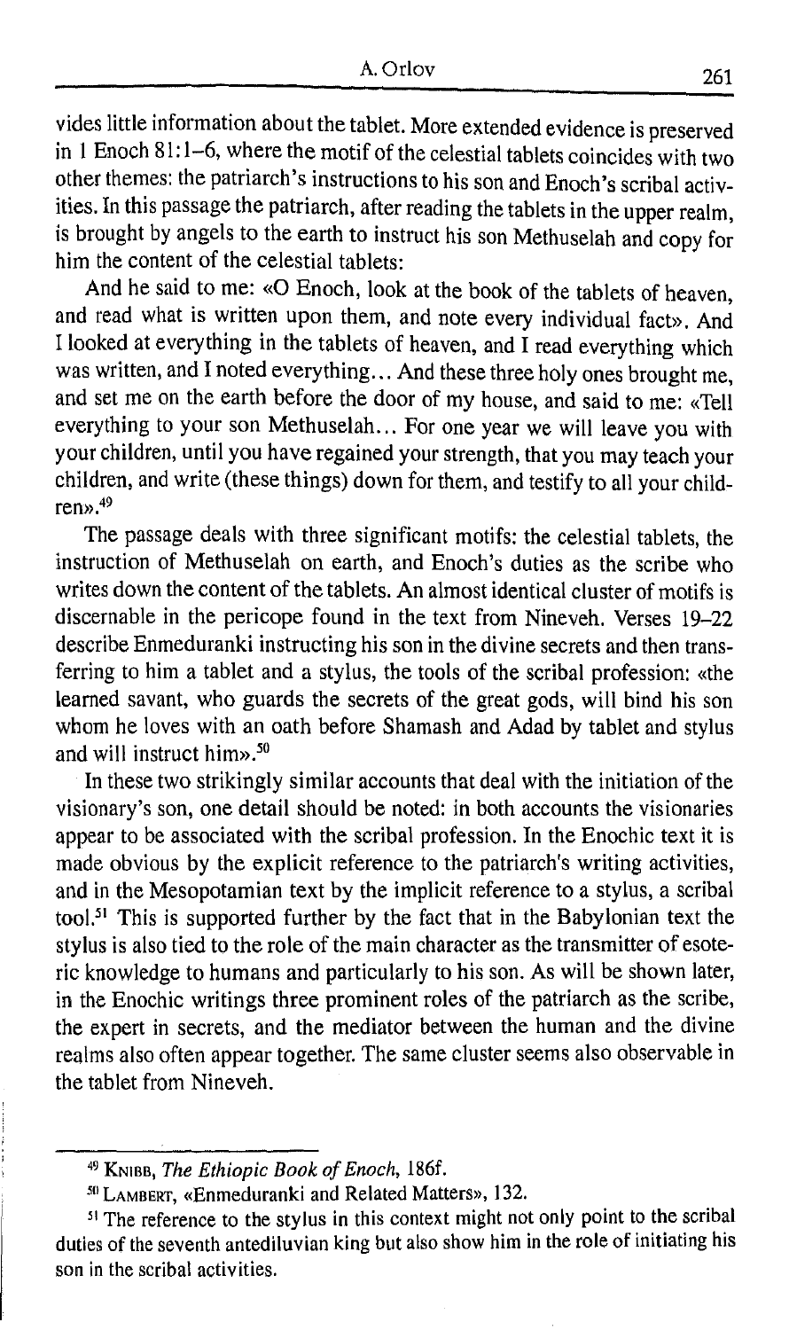vides little information about the tablet. More extended evidence is preserved in 1 Enoch 81:1–6, where the motif of the celestial tablets coincides with two other themes: the patriarch's instructions to his son and Enoch's scribal activities. In this passage the patriarch, after reading the tablets in the upper realm, is brought by angels to the earth to instruct his son Methuselah and copy for him the content of the celestial tablets:

And he said to me: «O Enoch, look at the book of the tablets of heaven, and read what is written upon them, and note every individual fact». And I looked at everything in the tablets of heaven, and I read everything which was written, and I noted everything... And these three holy ones brought me, and set me on the earth before the door of my house, and said to me: «Tell everything to your son Methuselah... For one year we will leave you with your children, until you have regained your strength, that you may teach your children, and write (these things) down for them, and testify to all your children».[49]

The passage deals with three significant motifs: the celestial tablets, the instruction of Methuselah on earth, and Enoch's duties as the scribe who writes down the content of the tablets. An almost identical cluster of motifs is discernable in the pericope found in the text from Nineveh. Verses 19–22 describe Enmeduranki instructing his son in the divine secrets and then transferring to him a tablet and a stylus, the tools of the scribal profession: «the learned savant, who guards the secrets of the great gods, will bind his son whom he loves with an oath before Shamash and Adad by tablet and stylus and will instruct him».[50]

In these two strikingly similar accounts that deal with the initiation of the visionary's son, one detail should be noted: in both accounts the visionaries appear to be associated with the scribal profession. In the Enochic text it is made obvious by the explicit reference to the patriarch's writing activities, and in the Mesopotamian text by the implicit reference to a stylus, a scribal tool.[51] This is supported further by the fact that in the Babylonian text the stylus is also tied to the role of the main character as the transmitter of esoteric knowledge to humans and particularly to his son. As will be shown later, in the Enochic writings three prominent roles of the patriarch as the scribe, the expert in secrets, and the mediator between the human and the divine realms also often appear together. The same cluster seems also observable in the tablet from Nineveh.

---

[49] Knibb, *The Ethiopic Book of Enoch*, 186f.

[50] Lambert, «Enmeduranki and Related Matters», 132.

[51] The reference to the stylus in this context might not only point to the scribal duties of the seventh antediluvian king but also show him in the role of initiating his son in the scribal activities.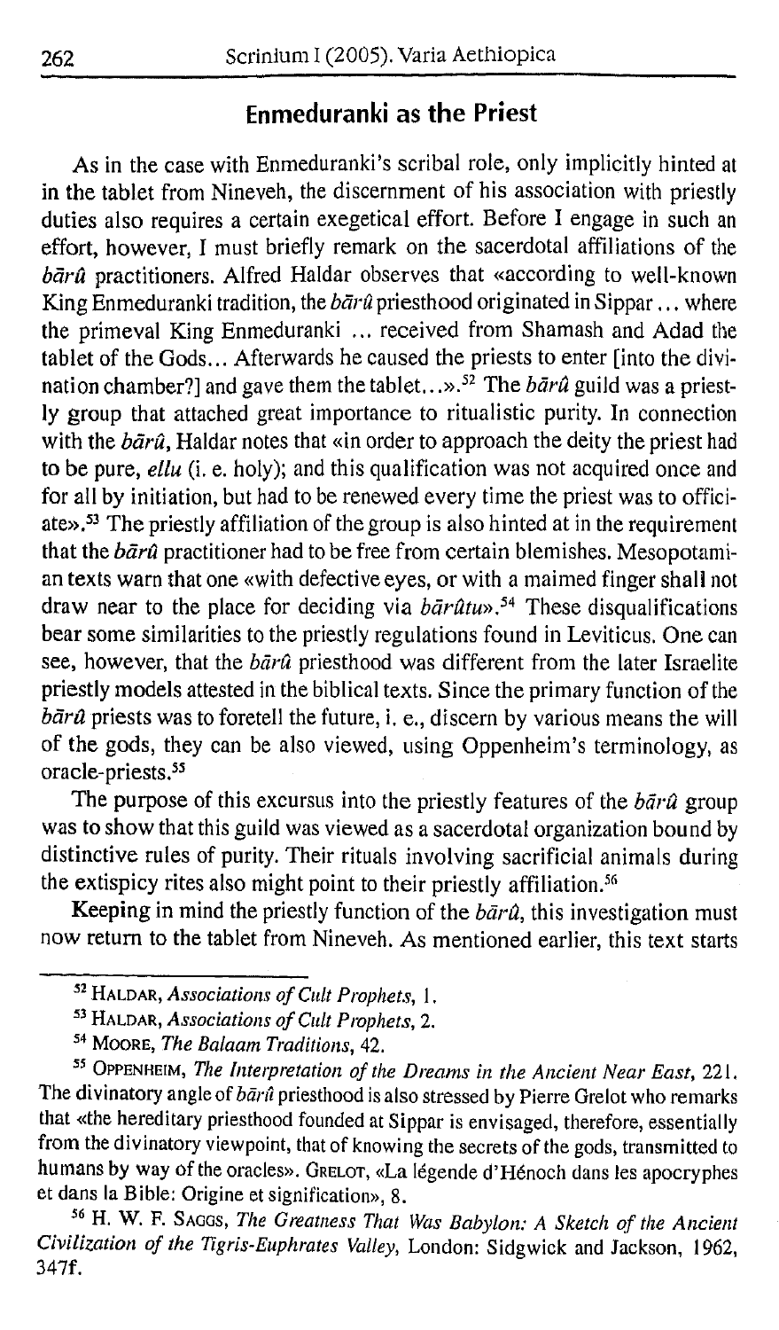## Enmeduranki as the Priest

As in the case with Enmeduranki's scribal role, only implicitly hinted at in the tablet from Nineveh, the discernment of his association with priestly duties also requires a certain exegetical effort. Before I engage in such an effort, however, I must briefly remark on the sacerdotal affiliations of the *bārû* practitioners. Alfred Haldar observes that «according to well-known King Enmeduranki tradition, the *bārû* priesthood originated in Sippar ... where the primeval King Enmeduranki ... received from Shamash and Adad the tablet of the Gods... Afterwards he caused the priests to enter [into the divination chamber?] and gave them the tablet...».[52] The *bārû* guild was a priestly group that attached great importance to ritualistic purity. In connection with the *bārû*, Haldar notes that «in order to approach the deity the priest had to be pure, *ellu* (i. e. holy); and this qualification was not acquired once and for all by initiation, but had to be renewed every time the priest was to officiate».[53] The priestly affiliation of the group is also hinted at in the requirement that the *bārû* practitioner had to be free from certain blemishes. Mesopotamian texts warn that one «with defective eyes, or with a maimed finger shall not draw near to the place for deciding via *bārûtu*».[54] These disqualifications bear some similarities to the priestly regulations found in Leviticus. One can see, however, that the *bārû* priesthood was different from the later Israelite priestly models attested in the biblical texts. Since the primary function of the *bārû* priests was to foretell the future, i. e., discern by various means the will of the gods, they can be also viewed, using Oppenheim's terminology, as oracle-priests.[55]

The purpose of this excursus into the priestly features of the *bārû* group was to show that this guild was viewed as a sacerdotal organization bound by distinctive rules of purity. Their rituals involving sacrificial animals during the extispicy rites also might point to their priestly affiliation.[56]

Keeping in mind the priestly function of the *bārû*, this investigation must now return to the tablet from Nineveh. As mentioned earlier, this text starts

---

[52] HALDAR, *Associations of Cult Prophets*, 1.

[53] HALDAR, *Associations of Cult Prophets*, 2.

[54] MOORE, *The Balaam Traditions*, 42.

[55] OPPENHEIM, *The Interpretation of the Dreams in the Ancient Near East*, 221. The divinatory angle of *bārû* priesthood is also stressed by Pierre Grelot who remarks that «the hereditary priesthood founded at Sippar is envisaged, therefore, essentially from the divinatory viewpoint, that of knowing the secrets of the gods, transmitted to humans by way of the oracles». GRELOT, «La légende d'Hénoch dans les apocryphes et dans la Bible: Origine et signification», 8.

[56] H. W. F. SAGGS, *The Greatness That Was Babylon: A Sketch of the Ancient Civilization of the Tigris-Euphrates Valley*, London: Sidgwick and Jackson, 1962, 347f.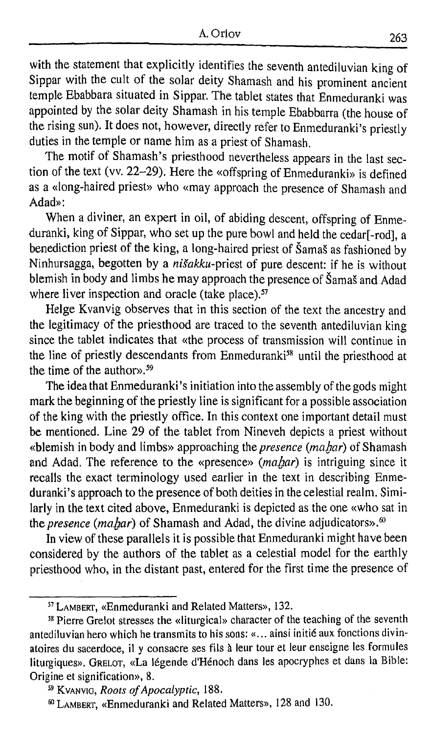with the statement that explicitly identifies the seventh antediluvian king of Sippar with the cult of the solar deity Shamash and his prominent ancient temple Ebabbara situated in Sippar. The tablet states that Enmeduranki was appointed by the solar deity Shamash in his temple Ebabbarra (the house of the rising sun). It does not, however, directly refer to Enmeduranki's priestly duties in the temple or name him as a priest of Shamash.

The motif of Shamash's priesthood nevertheless appears in the last section of the text (vv. 22–29). Here the «offspring of Enmeduranki» is defined as a «long-haired priest» who «may approach the presence of Shamash and Adad»:

When a diviner, an expert in oil, of abiding descent, offspring of Enmeduranki, king of Sippar, who set up the pure bowl and held the cedar[-rod], a benediction priest of the king, a long-haired priest of Šamaš as fashioned by Ninhursagga, begotten by a *nišakku*-priest of pure descent: if he is without blemish in body and limbs he may approach the presence of Šamaš and Adad where liver inspection and oracle (take place).[57]

Helge Kvanvig observes that in this section of the text the ancestry and the legitimacy of the priesthood are traced to the seventh antediluvian king since the tablet indicates that «the process of transmission will continue in the line of priestly descendants from Enmeduranki[58] until the priesthood at the time of the author».[59]

The idea that Enmeduranki's initiation into the assembly of the gods might mark the beginning of the priestly line is significant for a possible association of the king with the priestly office. In this context one important detail must be mentioned. Line 29 of the tablet from Nineveh depicts a priest without «blemish in body and limbs» approaching the *presence* (*maḫar*) of Shamash and Adad. The reference to the «presence» (*maḫar*) is intriguing since it recalls the exact terminology used earlier in the text in describing Enmeduranki's approach to the presence of both deities in the celestial realm. Similarly in the text cited above, Enmeduranki is depicted as the one «who sat in the *presence* (*maḫar*) of Shamash and Adad, the divine adjudicators».[60]

In view of these parallels it is possible that Enmeduranki might have been considered by the authors of the tablet as a celestial model for the earthly priesthood who, in the distant past, entered for the first time the presence of

---

[57] LAMBERT, «Enmeduranki and Related Matters», 132.

[58] Pierre Grelot stresses the «liturgical» character of the teaching of the seventh antediluvian hero which he transmits to his sons: «... ainsi initié aux fonctions divinatoires du sacerdoce, il y consacre ses fils à leur tour et leur enseigne les formules liturgiques». GRELOT, «La légende d'Hénoch dans les apocryphes et dans la Bible: Origine et signification», 8.

[59] KVANVIG, *Roots of Apocalyptic*, 188.

[60] LAMBERT, «Enmeduranki and Related Matters», 128 and 130.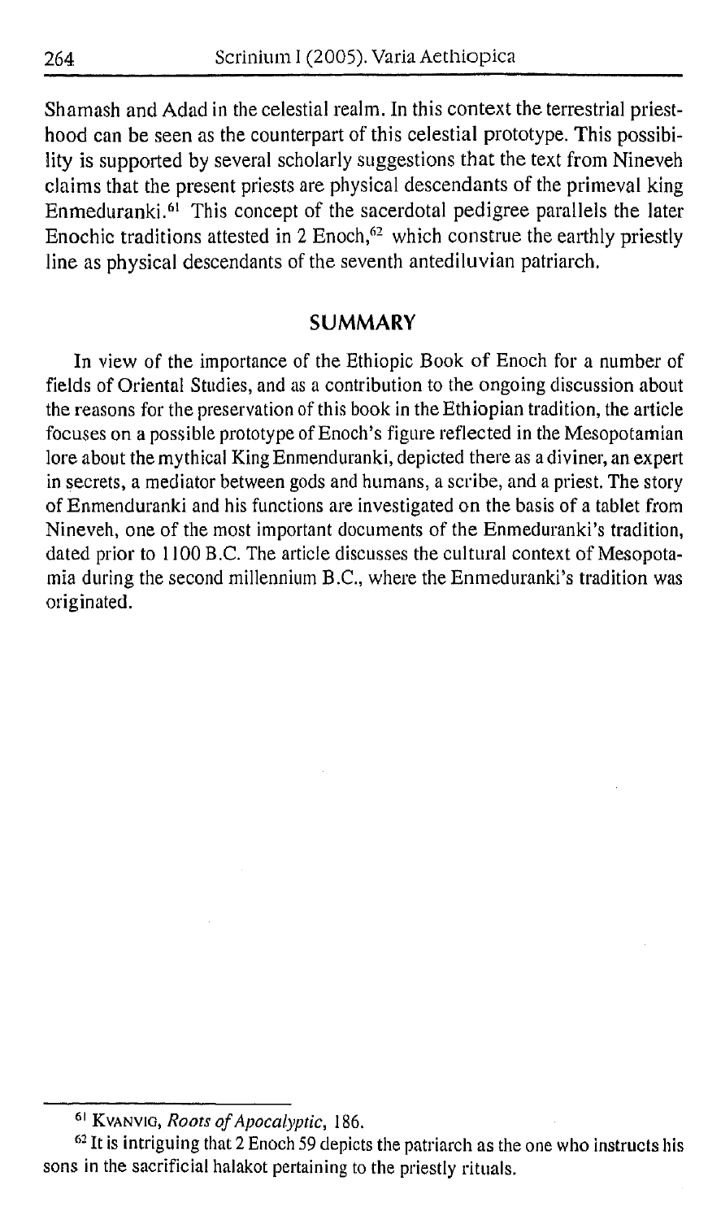Shamash and Adad in the celestial realm. In this context the terrestrial priesthood can be seen as the counterpart of this celestial prototype. This possibility is supported by several scholarly suggestions that the text from Nineveh claims that the present priests are physical descendants of the primeval king Enmeduranki.[61] This concept of the sacerdotal pedigree parallels the later Enochic traditions attested in 2 Enoch,[62] which construe the earthly priestly line as physical descendants of the seventh antediluvian patriarch.

## SUMMARY

In view of the importance of the Ethiopic Book of Enoch for a number of fields of Oriental Studies, and as a contribution to the ongoing discussion about the reasons for the preservation of this book in the Ethiopian tradition, the article focuses on a possible prototype of Enoch's figure reflected in the Mesopotamian lore about the mythical King Enmenduranki, depicted there as a diviner, an expert in secrets, a mediator between gods and humans, a scribe, and a priest. The story of Enmenduranki and his functions are investigated on the basis of a tablet from Nineveh, one of the most important documents of the Enmeduranki's tradition, dated prior to 1100 B.C. The article discusses the cultural context of Mesopotamia during the second millennium B.C., where the Enmeduranki's tradition was originated.

---

[61] Kvanvig, *Roots of Apocalyptic*, 186.

[62] It is intriguing that 2 Enoch 59 depicts the patriarch as the one who instructs his sons in the sacrificial halakot pertaining to the priestly rituals.